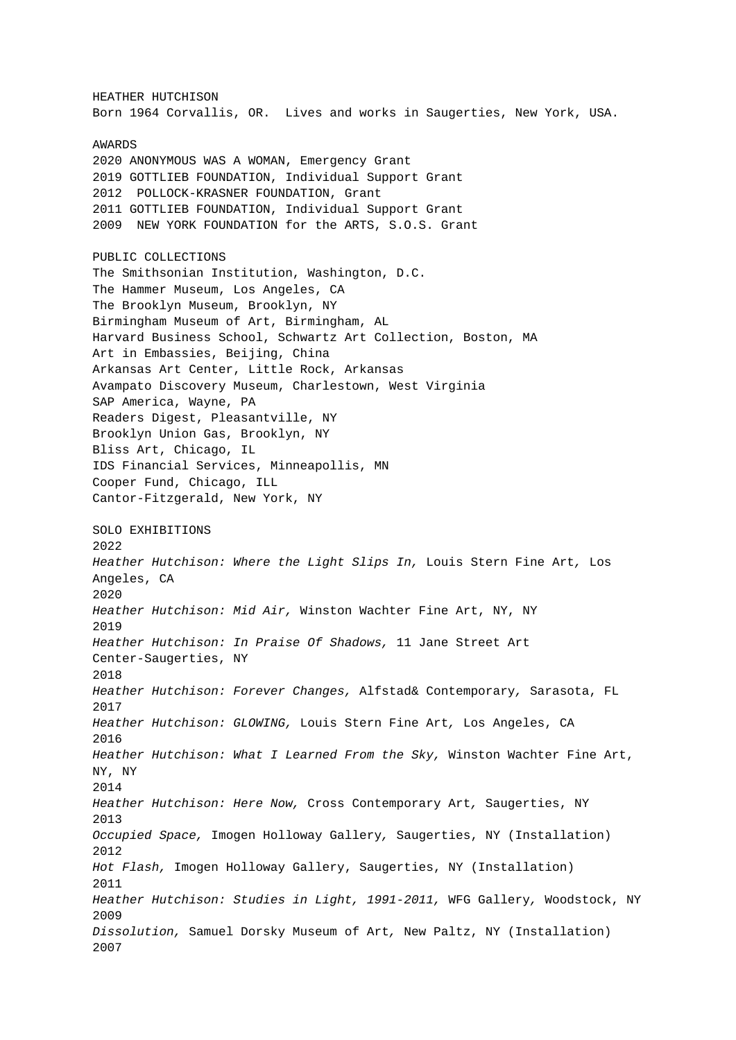HEATHER HUTCHISON
Born 1964 Corvallis, OR.  Lives and works in Saugerties, New York, USA.

AWARDS
2020 ANONYMOUS WAS A WOMAN, Emergency Grant
2019 GOTTLIEB FOUNDATION, Individual Support Grant
2012  POLLOCK-KRASNER FOUNDATION, Grant
2011 GOTTLIEB FOUNDATION, Individual Support Grant
2009  NEW YORK FOUNDATION for the ARTS, S.O.S. Grant

PUBLIC COLLECTIONS
The Smithsonian Institution, Washington, D.C.
The Hammer Museum, Los Angeles, CA
The Brooklyn Museum, Brooklyn, NY
Birmingham Museum of Art, Birmingham, AL
Harvard Business School, Schwartz Art Collection, Boston, MA
Art in Embassies, Beijing, China
Arkansas Art Center, Little Rock, Arkansas
Avampato Discovery Museum, Charlestown, West Virginia
SAP America, Wayne, PA
Readers Digest, Pleasantville, NY
Brooklyn Union Gas, Brooklyn, NY
Bliss Art, Chicago, IL
IDS Financial Services, Minneapollis, MN
Cooper Fund, Chicago, ILL
Cantor-Fitzgerald, New York, NY

SOLO EXHIBITIONS
2022
*Heather Hutchison: Where the Light Slips In,* Louis Stern Fine Art*,* Los Angeles, CA
2020
*Heather Hutchison: Mid Air,* Winston Wachter Fine Art, NY, NY
2019
*Heather Hutchison: In Praise Of Shadows,* 11 Jane Street Art Center-Saugerties, NY
2018
*Heather Hutchison: Forever Changes,* Alfstad& Contemporary*,* Sarasota, FL
2017
*Heather Hutchison: GLOWING,* Louis Stern Fine Art*,* Los Angeles, CA
2016
*Heather Hutchison: What I Learned From the Sky,* Winston Wachter Fine Art, NY, NY
2014
*Heather Hutchison: Here Now,* Cross Contemporary Art*,* Saugerties, NY
2013
*Occupied Space,* Imogen Holloway Gallery*,* Saugerties, NY (Installation)
2012
*Hot Flash,* Imogen Holloway Gallery, Saugerties, NY (Installation)
2011
*Heather Hutchison: Studies in Light, 1991-2011,* WFG Gallery*,* Woodstock, NY
2009
*Dissolution,* Samuel Dorsky Museum of Art*,* New Paltz, NY (Installation)
2007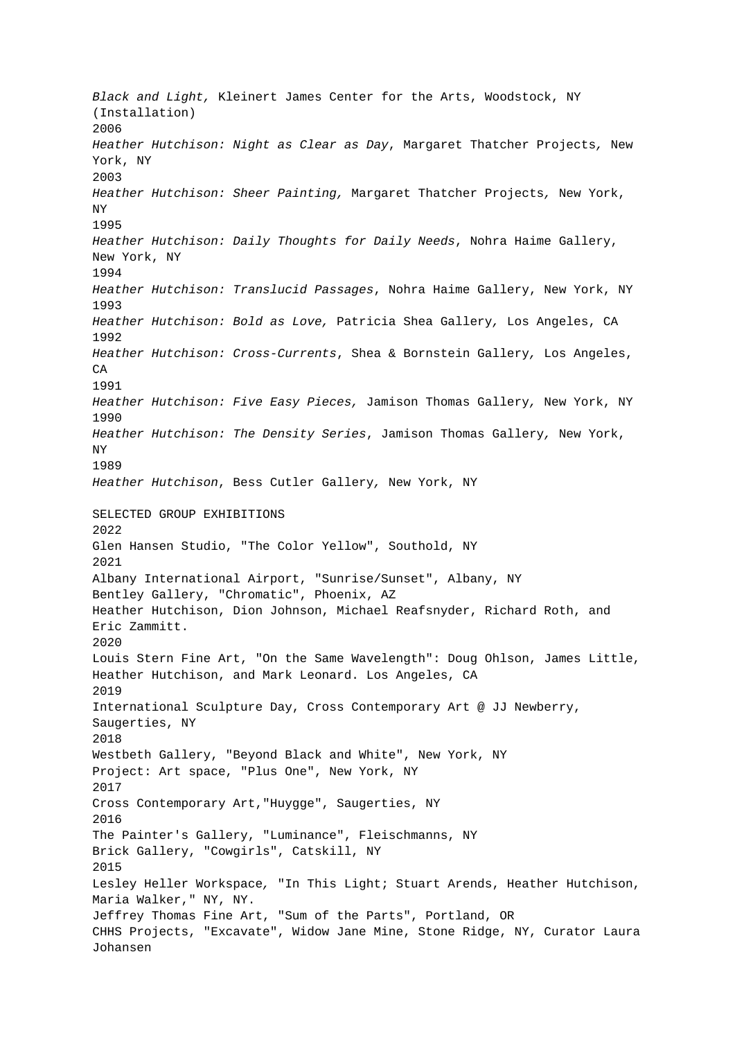*Black and Light,* Kleinert James Center for the Arts, Woodstock, NY (Installation)

2006

*Heather Hutchison: Night as Clear as Day*, Margaret Thatcher Projects*,* New York, NY

2003

*Heather Hutchison: Sheer Painting,* Margaret Thatcher Projects*,* New York, NY

1995

*Heather Hutchison: Daily Thoughts for Daily Needs*, Nohra Haime Gallery, New York, NY

1994

*Heather Hutchison: Translucid Passages*, Nohra Haime Gallery, New York, NY

1993

*Heather Hutchison: Bold as Love,* Patricia Shea Gallery*,* Los Angeles, CA

1992

*Heather Hutchison: Cross-Currents*, Shea & Bornstein Gallery*,* Los Angeles, CA

1991

*Heather Hutchison: Five Easy Pieces,* Jamison Thomas Gallery*,* New York, NY

1990

*Heather Hutchison: The Density Series*, Jamison Thomas Gallery*,* New York, NY

1989

*Heather Hutchison*, Bess Cutler Gallery*,* New York, NY

SELECTED GROUP EXHIBITIONS

2022

Glen Hansen Studio, "The Color Yellow", Southold, NY

2021

Albany International Airport, "Sunrise/Sunset", Albany, NY

Bentley Gallery, "Chromatic", Phoenix, AZ

Heather Hutchison, Dion Johnson, Michael Reafsnyder, Richard Roth, and Eric Zammitt.

2020

Louis Stern Fine Art, "On the Same Wavelength": Doug Ohlson, James Little, Heather Hutchison, and Mark Leonard. Los Angeles, CA

2019

International Sculpture Day, Cross Contemporary Art @ JJ Newberry, Saugerties, NY

2018

Westbeth Gallery, "Beyond Black and White", New York, NY

Project: Art space, "Plus One", New York, NY

2017

Cross Contemporary Art,"Huygge", Saugerties, NY

2016

The Painter's Gallery, "Luminance", Fleischmanns, NY

Brick Gallery, "Cowgirls", Catskill, NY

2015

Lesley Heller Workspace*,* "In This Light; Stuart Arends, Heather Hutchison, Maria Walker," NY, NY.

Jeffrey Thomas Fine Art, "Sum of the Parts", Portland, OR

CHHS Projects, "Excavate", Widow Jane Mine, Stone Ridge, NY, Curator Laura Johansen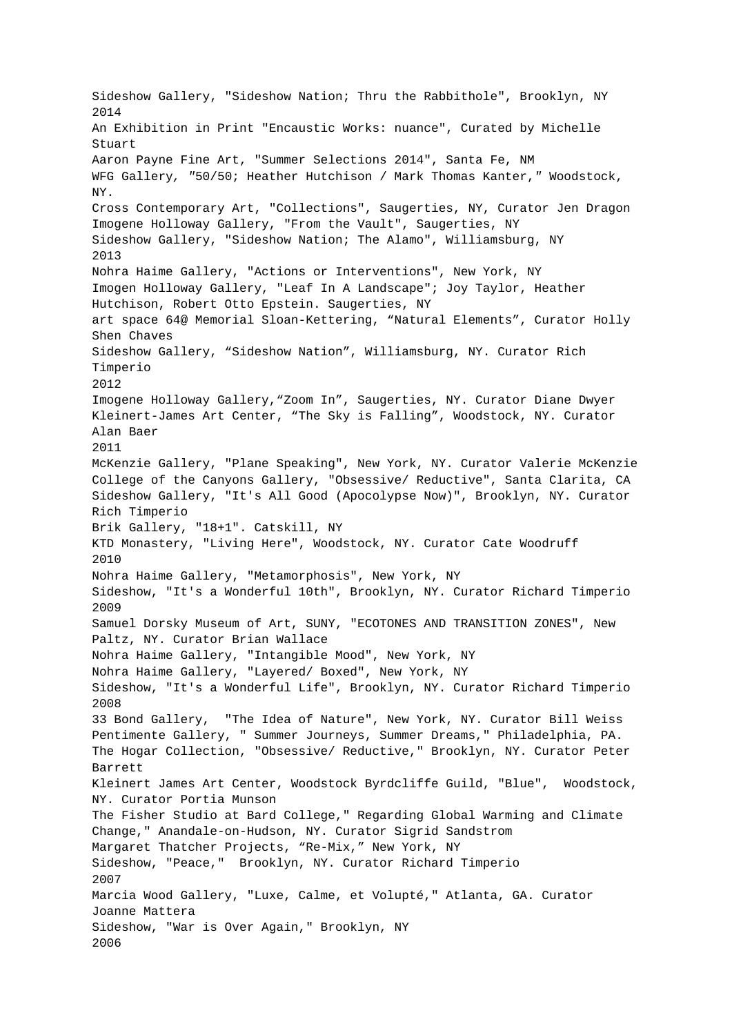Sideshow Gallery, "Sideshow Nation; Thru the Rabbithole", Brooklyn, NY

2014

An Exhibition in Print "Encaustic Works: nuance", Curated by Michelle Stuart

Aaron Payne Fine Art, "Summer Selections 2014", Santa Fe, NM

WFG Gallery, ″50/50; Heather Hutchison / Mark Thomas Kanter,″ Woodstock, NY.

Cross Contemporary Art, "Collections", Saugerties, NY, Curator Jen Dragon

Imogene Holloway Gallery, "From the Vault", Saugerties, NY

Sideshow Gallery, "Sideshow Nation; The Alamo", Williamsburg, NY

2013

Nohra Haime Gallery, "Actions or Interventions", New York, NY

Imogen Holloway Gallery, "Leaf In A Landscape"; Joy Taylor, Heather Hutchison, Robert Otto Epstein. Saugerties, NY

art space 64@ Memorial Sloan-Kettering, "Natural Elements", Curator Holly Shen Chaves

Sideshow Gallery, "Sideshow Nation", Williamsburg, NY. Curator Rich Timperio

2012

Imogene Holloway Gallery,"Zoom In", Saugerties, NY. Curator Diane Dwyer

Kleinert-James Art Center, "The Sky is Falling", Woodstock, NY. Curator Alan Baer

2011

McKenzie Gallery, "Plane Speaking", New York, NY. Curator Valerie McKenzie

College of the Canyons Gallery, "Obsessive/ Reductive", Santa Clarita, CA

Sideshow Gallery, "It's All Good (Apocolypse Now)", Brooklyn, NY. Curator Rich Timperio

Brik Gallery, "18+1". Catskill, NY

KTD Monastery, "Living Here", Woodstock, NY. Curator Cate Woodruff

2010

Nohra Haime Gallery, "Metamorphosis", New York, NY

Sideshow, "It's a Wonderful 10th", Brooklyn, NY. Curator Richard Timperio

2009

Samuel Dorsky Museum of Art, SUNY, "ECOTONES AND TRANSITION ZONES", New Paltz, NY. Curator Brian Wallace

Nohra Haime Gallery, "Intangible Mood", New York, NY

Nohra Haime Gallery, "Layered/ Boxed", New York, NY

Sideshow, "It's a Wonderful Life", Brooklyn, NY. Curator Richard Timperio

2008

33 Bond Gallery, "The Idea of Nature", New York, NY. Curator Bill Weiss

Pentimente Gallery, " Summer Journeys, Summer Dreams," Philadelphia, PA.

The Hogar Collection, "Obsessive/ Reductive," Brooklyn, NY. Curator Peter Barrett

Kleinert James Art Center, Woodstock Byrdcliffe Guild, "Blue", Woodstock, NY. Curator Portia Munson

The Fisher Studio at Bard College," Regarding Global Warming and Climate Change," Anandale-on-Hudson, NY. Curator Sigrid Sandstrom

Margaret Thatcher Projects, "Re-Mix," New York, NY

Sideshow, "Peace," Brooklyn, NY. Curator Richard Timperio

2007

Marcia Wood Gallery, "Luxe, Calme, et Volupté," Atlanta, GA. Curator Joanne Mattera

Sideshow, "War is Over Again," Brooklyn, NY

2006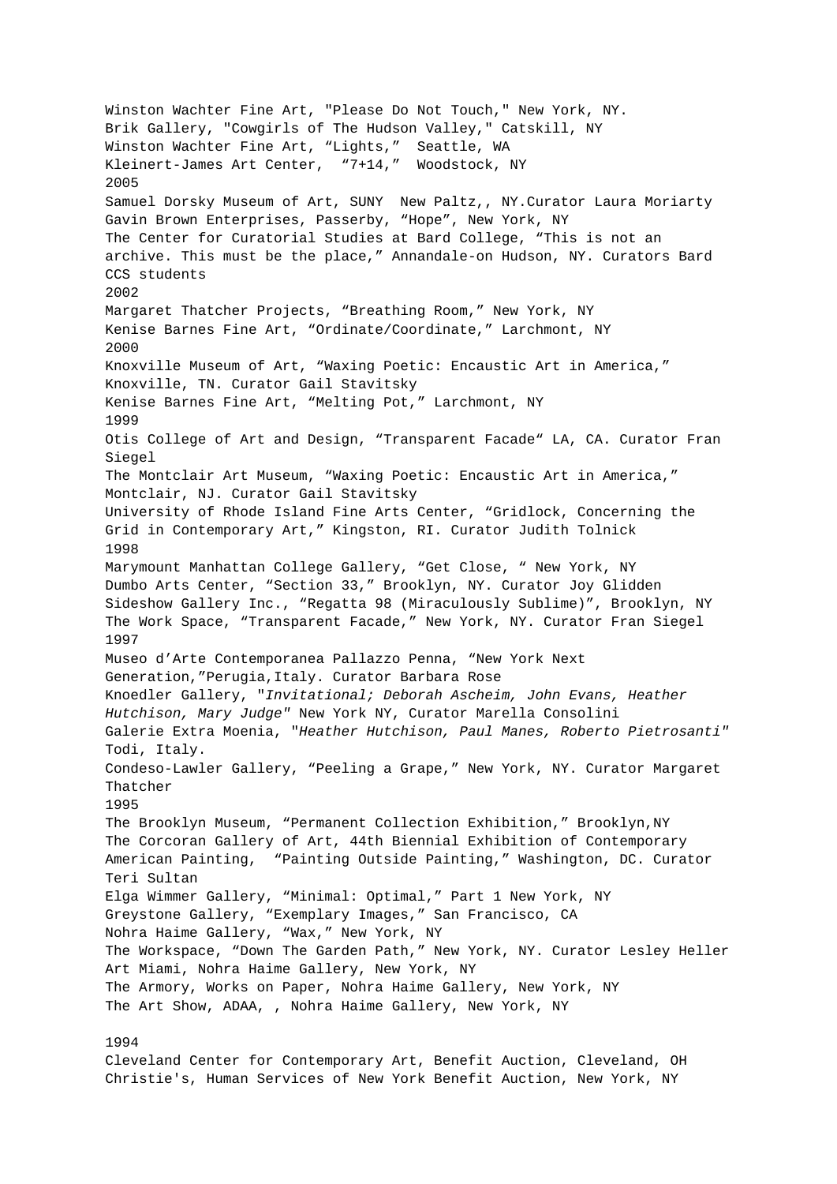Winston Wachter Fine Art, "Please Do Not Touch," New York, NY.
Brik Gallery, "Cowgirls of The Hudson Valley," Catskill, NY
Winston Wachter Fine Art, “Lights,” Seattle, WA
Kleinert-James Art Center, “7+14,” Woodstock, NY

2005

Samuel Dorsky Museum of Art, SUNY New Paltz,, NY.Curator Laura Moriarty
Gavin Brown Enterprises, Passerby, “Hope”, New York, NY
The Center for Curatorial Studies at Bard College, “This is not an archive. This must be the place,” Annandale-on Hudson, NY. Curators Bard CCS students

2002

Margaret Thatcher Projects, “Breathing Room,” New York, NY
Kenise Barnes Fine Art, “Ordinate/Coordinate,” Larchmont, NY

2000

Knoxville Museum of Art, “Waxing Poetic: Encaustic Art in America,” Knoxville, TN. Curator Gail Stavitsky
Kenise Barnes Fine Art, “Melting Pot,” Larchmont, NY

1999

Otis College of Art and Design, “Transparent Facade“ LA, CA. Curator Fran Siegel
The Montclair Art Museum, “Waxing Poetic: Encaustic Art in America,” Montclair, NJ. Curator Gail Stavitsky
University of Rhode Island Fine Arts Center, “Gridlock, Concerning the Grid in Contemporary Art,” Kingston, RI. Curator Judith Tolnick

1998

Marymount Manhattan College Gallery, “Get Close, “ New York, NY
Dumbo Arts Center, “Section 33,” Brooklyn, NY. Curator Joy Glidden
Sideshow Gallery Inc., “Regatta 98 (Miraculously Sublime)”, Brooklyn, NY
The Work Space, “Transparent Facade,” New York, NY. Curator Fran Siegel

1997

Museo d’Arte Contemporanea Pallazzo Penna, “New York Next Generation,”Perugia,Italy. Curator Barbara Rose
Knoedler Gallery, "*Invitational; Deborah Ascheim, John Evans, Heather Hutchison, Mary Judge*" New York NY, Curator Marella Consolini
Galerie Extra Moenia, "*Heather Hutchison, Paul Manes, Roberto Pietrosanti*" Todi, Italy.
Condeso-Lawler Gallery, “Peeling a Grape,” New York, NY. Curator Margaret Thatcher

1995

The Brooklyn Museum, “Permanent Collection Exhibition,” Brooklyn,NY
The Corcoran Gallery of Art, 44th Biennial Exhibition of Contemporary American Painting, “Painting Outside Painting,” Washington, DC. Curator Teri Sultan
Elga Wimmer Gallery, “Minimal: Optimal,” Part 1 New York, NY
Greystone Gallery, “Exemplary Images,” San Francisco, CA
Nohra Haime Gallery, “Wax,” New York, NY
The Workspace, “Down The Garden Path,” New York, NY. Curator Lesley Heller
Art Miami, Nohra Haime Gallery, New York, NY
The Armory, Works on Paper, Nohra Haime Gallery, New York, NY
The Art Show, ADAA, , Nohra Haime Gallery, New York, NY

1994

Cleveland Center for Contemporary Art, Benefit Auction, Cleveland, OH
Christie's, Human Services of New York Benefit Auction, New York, NY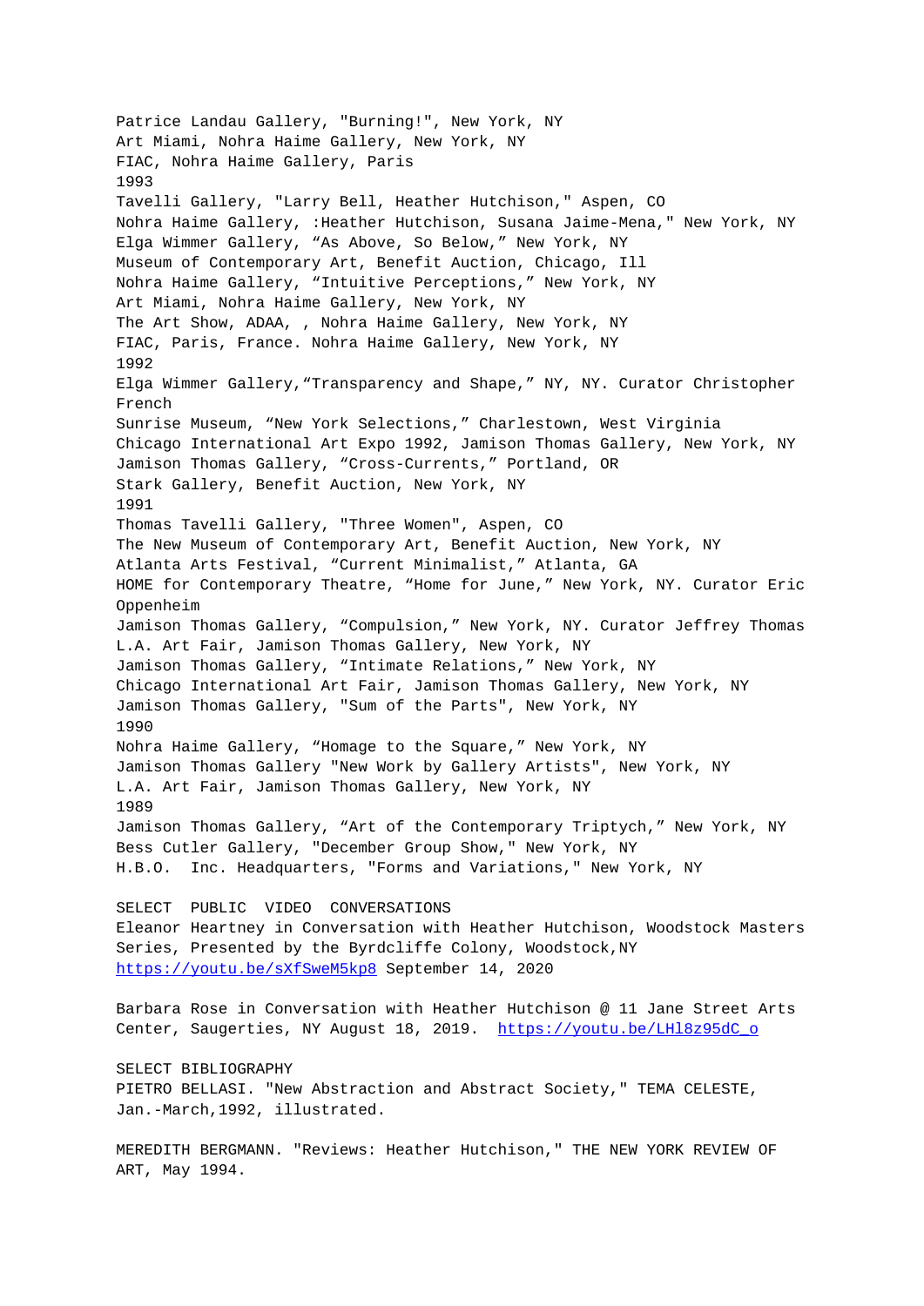Patrice Landau Gallery, "Burning!", New York, NY
Art Miami, Nohra Haime Gallery, New York, NY
FIAC, Nohra Haime Gallery, Paris

1993

Tavelli Gallery, "Larry Bell, Heather Hutchison," Aspen, CO
Nohra Haime Gallery, :Heather Hutchison, Susana Jaime-Mena," New York, NY
Elga Wimmer Gallery, "As Above, So Below," New York, NY
Museum of Contemporary Art, Benefit Auction, Chicago, Ill
Nohra Haime Gallery, "Intuitive Perceptions," New York, NY
Art Miami, Nohra Haime Gallery, New York, NY
The Art Show, ADAA, , Nohra Haime Gallery, New York, NY
FIAC, Paris, France. Nohra Haime Gallery, New York, NY

1992

Elga Wimmer Gallery,"Transparency and Shape," NY, NY. Curator Christopher French
Sunrise Museum, "New York Selections," Charlestown, West Virginia
Chicago International Art Expo 1992, Jamison Thomas Gallery, New York, NY
Jamison Thomas Gallery, "Cross-Currents," Portland, OR
Stark Gallery, Benefit Auction, New York, NY

1991

Thomas Tavelli Gallery, "Three Women", Aspen, CO
The New Museum of Contemporary Art, Benefit Auction, New York, NY
Atlanta Arts Festival, "Current Minimalist," Atlanta, GA
HOME for Contemporary Theatre, "Home for June," New York, NY. Curator Eric Oppenheim
Jamison Thomas Gallery, "Compulsion," New York, NY. Curator Jeffrey Thomas
L.A. Art Fair, Jamison Thomas Gallery, New York, NY
Jamison Thomas Gallery, "Intimate Relations," New York, NY
Chicago International Art Fair, Jamison Thomas Gallery, New York, NY
Jamison Thomas Gallery, "Sum of the Parts", New York, NY

1990

Nohra Haime Gallery, "Homage to the Square," New York, NY
Jamison Thomas Gallery "New Work by Gallery Artists", New York, NY
L.A. Art Fair, Jamison Thomas Gallery, New York, NY

1989

Jamison Thomas Gallery, "Art of the Contemporary Triptych," New York, NY
Bess Cutler Gallery, "December Group Show," New York, NY
H.B.O. Inc. Headquarters, "Forms and Variations," New York, NY

SELECT PUBLIC VIDEO CONVERSATIONS

Eleanor Heartney in Conversation with Heather Hutchison, Woodstock Masters Series, Presented by the Byrdcliffe Colony, Woodstock,NY
https://youtu.be/sXfSweM5kp8 September 14, 2020

Barbara Rose in Conversation with Heather Hutchison @ 11 Jane Street Arts Center, Saugerties, NY August 18, 2019. https://youtu.be/LHl8z95dC_o

SELECT BIBLIOGRAPHY

PIETRO BELLASI. "New Abstraction and Abstract Society," TEMA CELESTE, Jan.-March,1992, illustrated.

MEREDITH BERGMANN. "Reviews: Heather Hutchison," THE NEW YORK REVIEW OF ART, May 1994.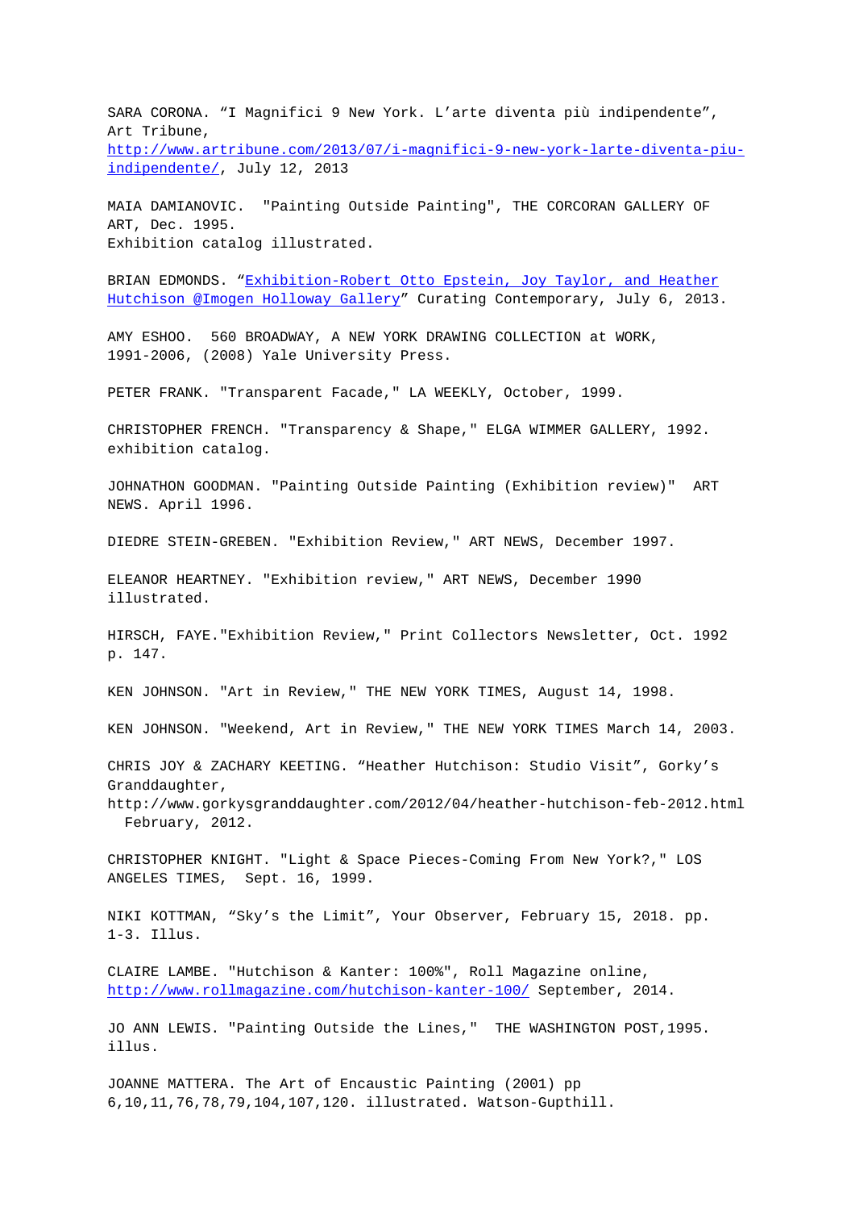SARA CORONA. "I Magnifici 9 New York. L'arte diventa più indipendente", Art Tribune, [http://www.artribune.com/2013/07/i-magnifici-9-new-york-larte-diventa-piu-indipendente/](http://www.artribune.com/2013/07/i-magnifici-9-new-york-larte-diventa-piu-indipendente/), July 12, 2013

MAIA DAMIANOVIC. "Painting Outside Painting", THE CORCORAN GALLERY OF ART, Dec. 1995.
Exhibition catalog illustrated.

BRIAN EDMONDS. "Exhibition-Robert Otto Epstein, Joy Taylor, and Heather Hutchison @Imogen Holloway Gallery" Curating Contemporary, July 6, 2013.

AMY ESHOO. 560 BROADWAY, A NEW YORK DRAWING COLLECTION at WORK, 1991-2006, (2008) Yale University Press.

PETER FRANK. "Transparent Facade," LA WEEKLY, October, 1999.

CHRISTOPHER FRENCH. "Transparency & Shape," ELGA WIMMER GALLERY, 1992. exhibition catalog.

JOHNATHON GOODMAN. "Painting Outside Painting (Exhibition review)" ART NEWS. April 1996.

DIEDRE STEIN-GREBEN. "Exhibition Review," ART NEWS, December 1997.

ELEANOR HEARTNEY. "Exhibition review," ART NEWS, December 1990 illustrated.

HIRSCH, FAYE."Exhibition Review," Print Collectors Newsletter, Oct. 1992 p. 147.

KEN JOHNSON. "Art in Review," THE NEW YORK TIMES, August 14, 1998.

KEN JOHNSON. "Weekend, Art in Review," THE NEW YORK TIMES March 14, 2003.

CHRIS JOY & ZACHARY KEETING. "Heather Hutchison: Studio Visit", Gorky's Granddaughter,
http://www.gorkysgranddaughter.com/2012/04/heather-hutchison-feb-2012.html February, 2012.

CHRISTOPHER KNIGHT. "Light & Space Pieces-Coming From New York?," LOS ANGELES TIMES, Sept. 16, 1999.

NIKI KOTTMAN, "Sky's the Limit", Your Observer, February 15, 2018. pp. 1-3. Illus.

CLAIRE LAMBE. "Hutchison & Kanter: 100%", Roll Magazine online, [http://www.rollmagazine.com/hutchison-kanter-100/](http://www.rollmagazine.com/hutchison-kanter-100/) September, 2014.

JO ANN LEWIS. "Painting Outside the Lines," THE WASHINGTON POST,1995. illus.

JOANNE MATTERA. The Art of Encaustic Painting (2001) pp 6,10,11,76,78,79,104,107,120. illustrated. Watson-Gupthill.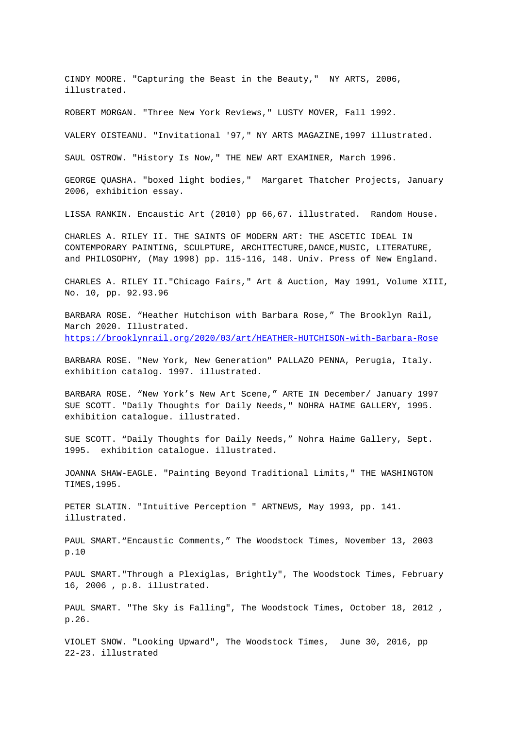CINDY MOORE. "Capturing the Beast in the Beauty," NY ARTS, 2006, illustrated.

ROBERT MORGAN. "Three New York Reviews," LUSTY MOVER, Fall 1992.

VALERY OISTEANU. "Invitational '97," NY ARTS MAGAZINE,1997 illustrated.

SAUL OSTROW. "History Is Now," THE NEW ART EXAMINER, March 1996.

GEORGE QUASHA. "boxed light bodies," Margaret Thatcher Projects, January 2006, exhibition essay.

LISSA RANKIN. Encaustic Art (2010) pp 66,67. illustrated. Random House.

CHARLES A. RILEY II. THE SAINTS OF MODERN ART: THE ASCETIC IDEAL IN CONTEMPORARY PAINTING, SCULPTURE, ARCHITECTURE,DANCE,MUSIC, LITERATURE, and PHILOSOPHY, (May 1998) pp. 115-116, 148. Univ. Press of New England.

CHARLES A. RILEY II."Chicago Fairs," Art & Auction, May 1991, Volume XIII, No. 10, pp. 92.93.96

BARBARA ROSE. “Heather Hutchison with Barbara Rose,” The Brooklyn Rail, March 2020. Illustrated.
https://brooklynrail.org/2020/03/art/HEATHER-HUTCHISON-with-Barbara-Rose

BARBARA ROSE. "New York, New Generation" PALLAZO PENNA, Perugia, Italy. exhibition catalog. 1997. illustrated.

BARBARA ROSE. “New York’s New Art Scene,” ARTE IN December/ January 1997
SUE SCOTT. "Daily Thoughts for Daily Needs," NOHRA HAIME GALLERY, 1995. exhibition catalogue. illustrated.

SUE SCOTT. “Daily Thoughts for Daily Needs,” Nohra Haime Gallery, Sept. 1995. exhibition catalogue. illustrated.

JOANNA SHAW-EAGLE. "Painting Beyond Traditional Limits," THE WASHINGTON TIMES,1995.

PETER SLATIN. "Intuitive Perception " ARTNEWS, May 1993, pp. 141. illustrated.

PAUL SMART.“Encaustic Comments,” The Woodstock Times, November 13, 2003 p.10

PAUL SMART."Through a Plexiglas, Brightly", The Woodstock Times, February 16, 2006 , p.8. illustrated.

PAUL SMART. "The Sky is Falling", The Woodstock Times, October 18, 2012 , p.26.

VIOLET SNOW. "Looking Upward", The Woodstock Times, June 30, 2016, pp 22-23. illustrated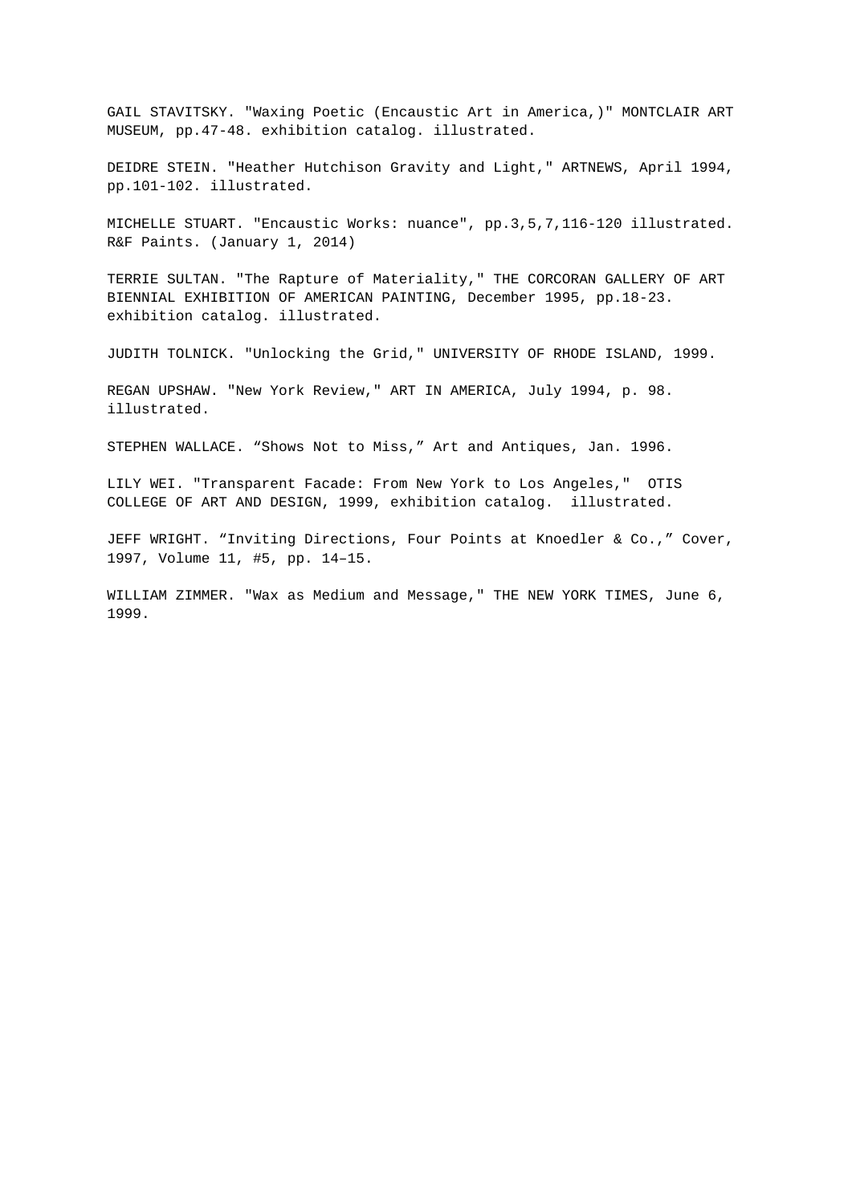GAIL STAVITSKY. "Waxing Poetic (Encaustic Art in America,)" MONTCLAIR ART MUSEUM, pp.47-48. exhibition catalog. illustrated.

DEIDRE STEIN. "Heather Hutchison Gravity and Light," ARTNEWS, April 1994, pp.101-102. illustrated.

MICHELLE STUART. "Encaustic Works: nuance", pp.3,5,7,116-120 illustrated. R&F Paints. (January 1, 2014)

TERRIE SULTAN. "The Rapture of Materiality," THE CORCORAN GALLERY OF ART BIENNIAL EXHIBITION OF AMERICAN PAINTING, December 1995, pp.18-23. exhibition catalog. illustrated.

JUDITH TOLNICK. "Unlocking the Grid," UNIVERSITY OF RHODE ISLAND, 1999.

REGAN UPSHAW. "New York Review," ART IN AMERICA, July 1994, p. 98. illustrated.

STEPHEN WALLACE. “Shows Not to Miss,” Art and Antiques, Jan. 1996.

LILY WEI. "Transparent Facade: From New York to Los Angeles," OTIS COLLEGE OF ART AND DESIGN, 1999, exhibition catalog. illustrated.

JEFF WRIGHT. “Inviting Directions, Four Points at Knoedler & Co.,” Cover, 1997, Volume 11, #5, pp. 14–15.

WILLIAM ZIMMER. "Wax as Medium and Message," THE NEW YORK TIMES, June 6, 1999.